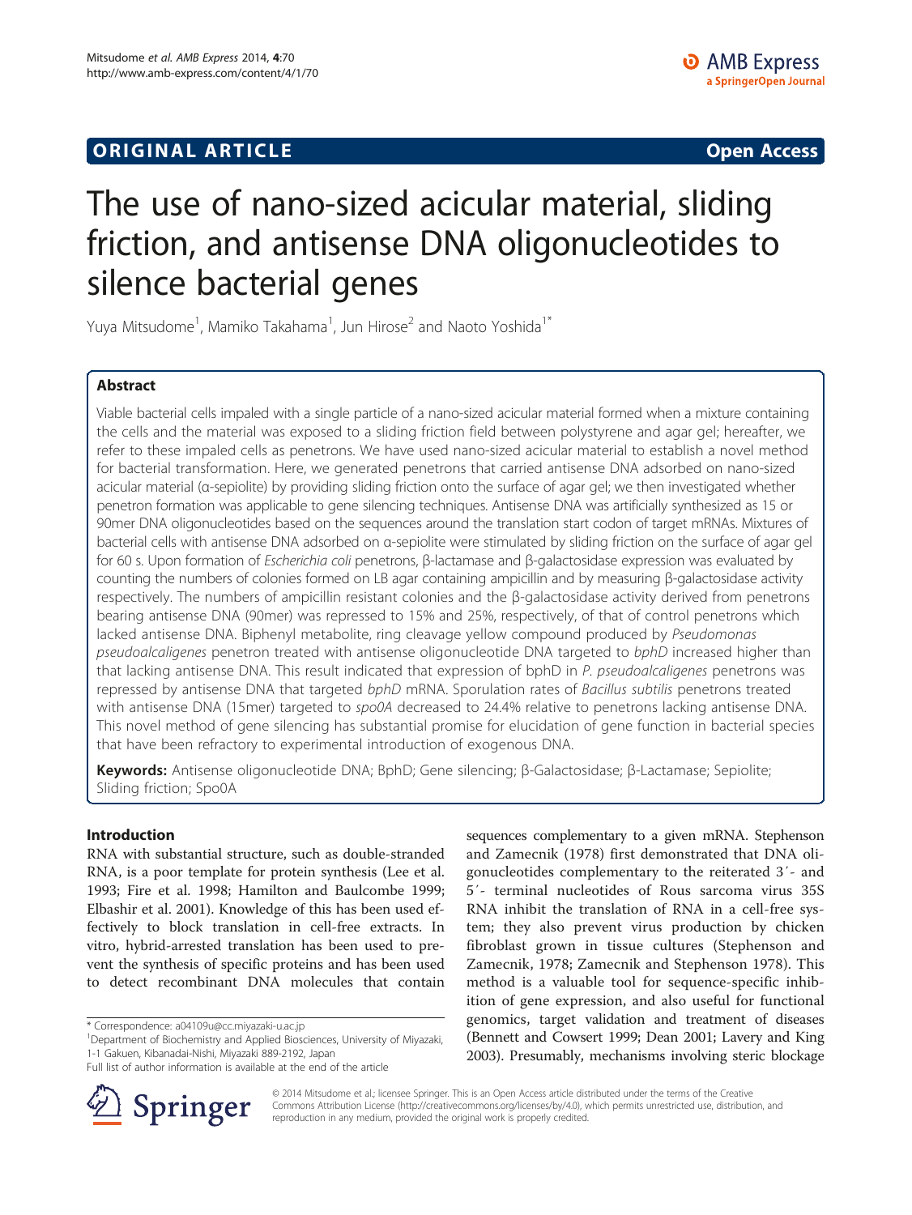**ORIGINAL ARTICLE** **Open Access**

# The use of nano-sized acicular material, sliding friction, and antisense DNA oligonucleotides to silence bacterial genes

Yuya Mitsudome[1], Mamiko Takahama[1], Jun Hirose[2] and Naoto Yoshida[1*]

## Abstract

Viable bacterial cells impaled with a single particle of a nano-sized acicular material formed when a mixture containing the cells and the material was exposed to a sliding friction field between polystyrene and agar gel; hereafter, we refer to these impaled cells as penetrons. We have used nano-sized acicular material to establish a novel method for bacterial transformation. Here, we generated penetrons that carried antisense DNA adsorbed on nano-sized acicular material (α-sepiolite) by providing sliding friction onto the surface of agar gel; we then investigated whether penetron formation was applicable to gene silencing techniques. Antisense DNA was artificially synthesized as 15 or 90mer DNA oligonucleotides based on the sequences around the translation start codon of target mRNAs. Mixtures of bacterial cells with antisense DNA adsorbed on α-sepiolite were stimulated by sliding friction on the surface of agar gel for 60 s. Upon formation of *Escherichia coli* penetrons, β-lactamase and β-galactosidase expression was evaluated by counting the numbers of colonies formed on LB agar containing ampicillin and by measuring β-galactosidase activity respectively. The numbers of ampicillin resistant colonies and the β-galactosidase activity derived from penetrons bearing antisense DNA (90mer) was repressed to 15% and 25%, respectively, of that of control penetrons which lacked antisense DNA. Biphenyl metabolite, ring cleavage yellow compound produced by *Pseudomonas pseudoalcaligenes* penetron treated with antisense oligonucleotide DNA targeted to *bphD* increased higher than that lacking antisense DNA. This result indicated that expression of bphD in *P. pseudoalcaligenes* penetrons was repressed by antisense DNA that targeted *bphD* mRNA. Sporulation rates of *Bacillus subtilis* penetrons treated with antisense DNA (15mer) targeted to *spo0A* decreased to 24.4% relative to penetrons lacking antisense DNA. This novel method of gene silencing has substantial promise for elucidation of gene function in bacterial species that have been refractory to experimental introduction of exogenous DNA.

**Keywords:** Antisense oligonucleotide DNA; BphD; Gene silencing; β-Galactosidase; β-Lactamase; Sepiolite; Sliding friction; Spo0A

## Introduction

RNA with substantial structure, such as double-stranded RNA, is a poor template for protein synthesis (Lee et al. 1993; Fire et al. 1998; Hamilton and Baulcombe 1999; Elbashir et al. 2001). Knowledge of this has been used effectively to block translation in cell-free extracts. In vitro, hybrid-arrested translation has been used to prevent the synthesis of specific proteins and has been used to detect recombinant DNA molecules that contain sequences complementary to a given mRNA. Stephenson and Zamecnik (1978) first demonstrated that DNA oligonucleotides complementary to the reiterated 3′- and 5′- terminal nucleotides of Rous sarcoma virus 35S RNA inhibit the translation of RNA in a cell-free system; they also prevent virus production by chicken fibroblast grown in tissue cultures (Stephenson and Zamecnik, 1978; Zamecnik and Stephenson 1978). This method is a valuable tool for sequence-specific inhibition of gene expression, and also useful for functional genomics, target validation and treatment of diseases (Bennett and Cowsert 1999; Dean 2001; Lavery and King 2003). Presumably, mechanisms involving steric blockage

* Correspondence: a04109u@cc.miyazaki-u.ac.jp
[1]Department of Biochemistry and Applied Biosciences, University of Miyazaki, 1-1 Gakuen, Kibanadai-Nishi, Miyazaki 889-2192, Japan
Full list of author information is available at the end of the article

© 2014 Mitsudome et al.; licensee Springer. This is an Open Access article distributed under the terms of the Creative Commons Attribution License (http://creativecommons.org/licenses/by/4.0), which permits unrestricted use, distribution, and reproduction in any medium, provided the original work is properly credited.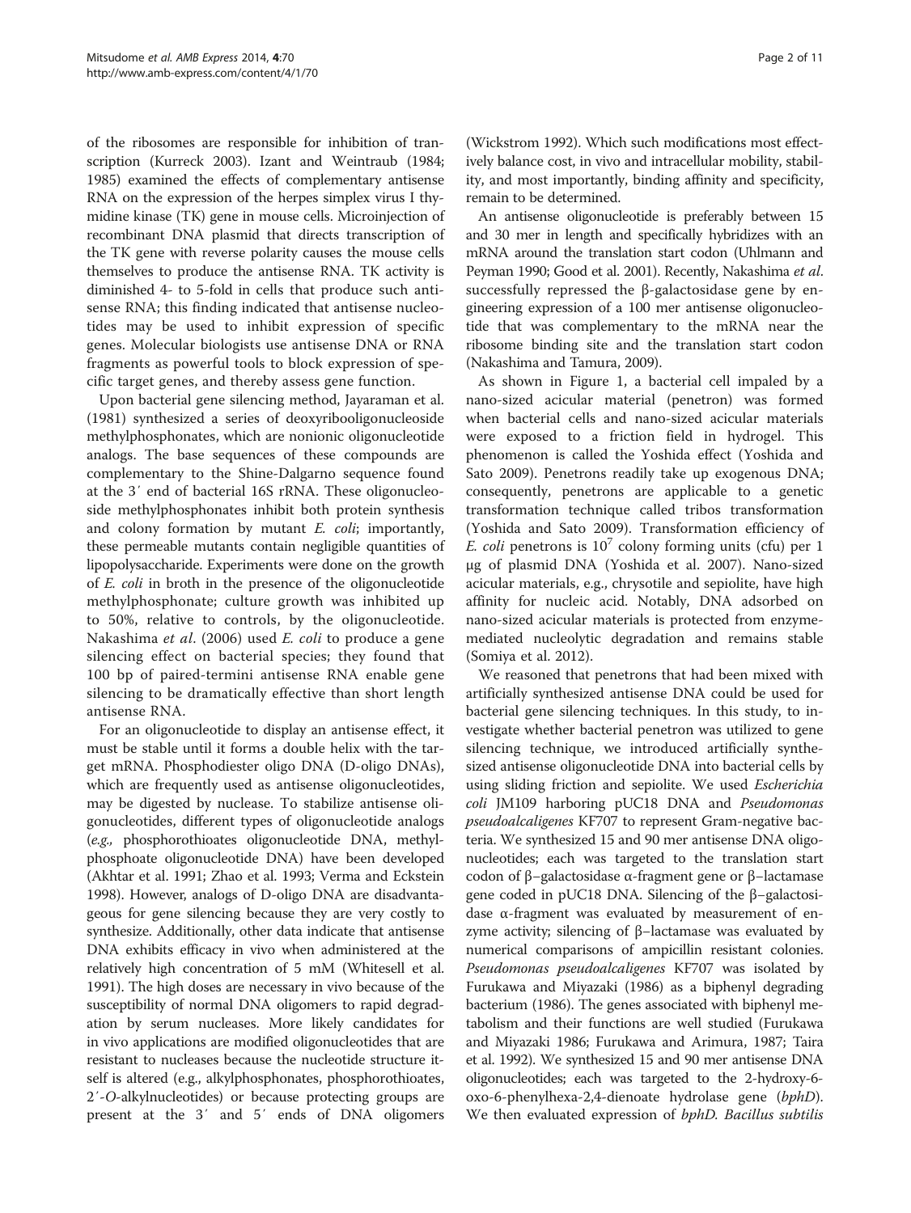of the ribosomes are responsible for inhibition of transcription (Kurreck 2003). Izant and Weintraub (1984; 1985) examined the effects of complementary antisense RNA on the expression of the herpes simplex virus I thymidine kinase (TK) gene in mouse cells. Microinjection of recombinant DNA plasmid that directs transcription of the TK gene with reverse polarity causes the mouse cells themselves to produce the antisense RNA. TK activity is diminished 4- to 5-fold in cells that produce such antisense RNA; this finding indicated that antisense nucleotides may be used to inhibit expression of specific genes. Molecular biologists use antisense DNA or RNA fragments as powerful tools to block expression of specific target genes, and thereby assess gene function.

Upon bacterial gene silencing method, Jayaraman et al. (1981) synthesized a series of deoxyribooligonucleoside methylphosphonates, which are nonionic oligonucleotide analogs. The base sequences of these compounds are complementary to the Shine-Dalgarno sequence found at the 3′ end of bacterial 16S rRNA. These oligonucleoside methylphosphonates inhibit both protein synthesis and colony formation by mutant *E. coli*; importantly, these permeable mutants contain negligible quantities of lipopolysaccharide. Experiments were done on the growth of *E. coli* in broth in the presence of the oligonucleotide methylphosphonate; culture growth was inhibited up to 50%, relative to controls, by the oligonucleotide. Nakashima *et al*. (2006) used *E. coli* to produce a gene silencing effect on bacterial species; they found that 100 bp of paired-termini antisense RNA enable gene silencing to be dramatically effective than short length antisense RNA.

For an oligonucleotide to display an antisense effect, it must be stable until it forms a double helix with the target mRNA. Phosphodiester oligo DNA (D-oligo DNAs), which are frequently used as antisense oligonucleotides, may be digested by nuclease. To stabilize antisense oligonucleotides, different types of oligonucleotide analogs (*e.g.,* phosphorothioates oligonucleotide DNA, methylphosphoate oligonucleotide DNA) have been developed (Akhtar et al. 1991; Zhao et al. 1993; Verma and Eckstein 1998). However, analogs of D-oligo DNA are disadvantageous for gene silencing because they are very costly to synthesize. Additionally, other data indicate that antisense DNA exhibits efficacy in vivo when administered at the relatively high concentration of 5 mM (Whitesell et al. 1991). The high doses are necessary in vivo because of the susceptibility of normal DNA oligomers to rapid degradation by serum nucleases. More likely candidates for in vivo applications are modified oligonucleotides that are resistant to nucleases because the nucleotide structure itself is altered (e.g., alkylphosphonates, phosphorothioates, 2′-*O*-alkylnucleotides) or because protecting groups are present at the 3′ and 5′ ends of DNA oligomers (Wickstrom 1992). Which such modifications most effectively balance cost, in vivo and intracellular mobility, stability, and most importantly, binding affinity and specificity, remain to be determined.

An antisense oligonucleotide is preferably between 15 and 30 mer in length and specifically hybridizes with an mRNA around the translation start codon (Uhlmann and Peyman 1990; Good et al. 2001). Recently, Nakashima *et al*. successfully repressed the β-galactosidase gene by engineering expression of a 100 mer antisense oligonucleotide that was complementary to the mRNA near the ribosome binding site and the translation start codon (Nakashima and Tamura, 2009).

As shown in Figure 1, a bacterial cell impaled by a nano-sized acicular material (penetron) was formed when bacterial cells and nano-sized acicular materials were exposed to a friction field in hydrogel. This phenomenon is called the Yoshida effect (Yoshida and Sato 2009). Penetrons readily take up exogenous DNA; consequently, penetrons are applicable to a genetic transformation technique called tribos transformation (Yoshida and Sato 2009). Transformation efficiency of *E. coli* penetrons is $10^7$ colony forming units (cfu) per 1 μg of plasmid DNA (Yoshida et al. 2007). Nano-sized acicular materials, e.g., chrysotile and sepiolite, have high affinity for nucleic acid. Notably, DNA adsorbed on nano-sized acicular materials is protected from enzyme-mediated nucleolytic degradation and remains stable (Somiya et al. 2012).

We reasoned that penetrons that had been mixed with artificially synthesized antisense DNA could be used for bacterial gene silencing techniques. In this study, to investigate whether bacterial penetron was utilized to gene silencing technique, we introduced artificially synthesized antisense oligonucleotide DNA into bacterial cells by using sliding friction and sepiolite. We used *Escherichia coli* JM109 harboring pUC18 DNA and *Pseudomonas pseudoalcaligenes* KF707 to represent Gram-negative bacteria. We synthesized 15 and 90 mer antisense DNA oligonucleotides; each was targeted to the translation start codon of β–galactosidase α-fragment gene or β–lactamase gene coded in pUC18 DNA. Silencing of the β–galactosidase α-fragment was evaluated by measurement of enzyme activity; silencing of β–lactamase was evaluated by numerical comparisons of ampicillin resistant colonies. *Pseudomonas pseudoalcaligenes* KF707 was isolated by Furukawa and Miyazaki (1986) as a biphenyl degrading bacterium (1986). The genes associated with biphenyl metabolism and their functions are well studied (Furukawa and Miyazaki 1986; Furukawa and Arimura, 1987; Taira et al. 1992). We synthesized 15 and 90 mer antisense DNA oligonucleotides; each was targeted to the 2-hydroxy-6-oxo-6-phenylhexa-2,4-dienoate hydrolase gene (*bphD*). We then evaluated expression of *bphD*. *Bacillus subtilis*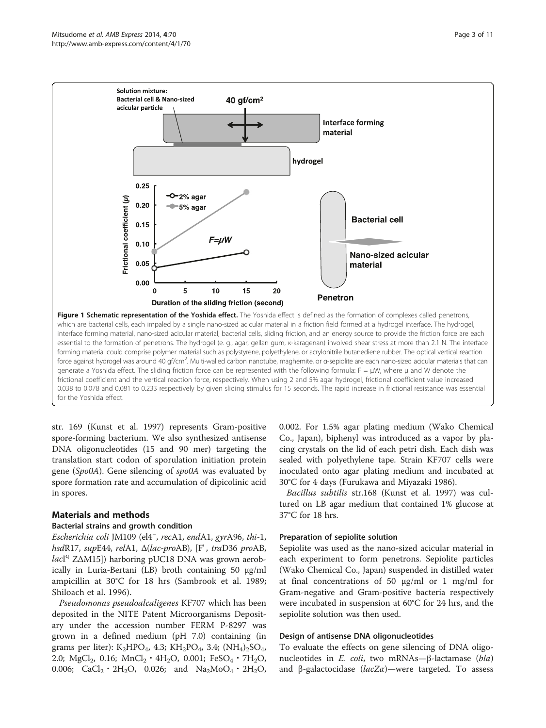**Figure 1 Schematic representation of the Yoshida effect.** The Yoshida effect is defined as the formation of complexes called penetrons, which are bacterial cells, each impaled by a single nano-sized acicular material in a friction field formed at a hydrogel interface. The hydrogel, interface forming material, nano-sized acicular material, bacterial cells, sliding friction, and an energy source to provide the friction force are each essential to the formation of penetrons. The hydrogel (e. g., agar, gellan gum, κ-karagenan) involved shear stress at more than 2.1 N. The interface forming material could comprise polymer material such as polystyrene, polyethylene, or acrylonitrile butanediene rubber. The optical vertical reaction force against hydrogel was around 40 gf/cm$^2$. Multi-walled carbon nanotube, maghemite, or α-sepiolite are each nano-sized acicular materials that can generate a Yoshida effect. The sliding friction force can be represented with the following formula: $F = \mu W$, where μ and W denote the frictional coefficient and the vertical reaction force, respectively. When using 2 and 5% agar hydrogel, frictional coefficient value increased 0.038 to 0.078 and 0.081 to 0.233 respectively by given sliding stimulus for 15 seconds. The rapid increase in frictional resistance was essential for the Yoshida effect.

str. 169 (Kunst et al. 1997) represents Gram-positive spore-forming bacterium. We also synthesized antisense DNA oligonucleotides (15 and 90 mer) targeting the translation start codon of sporulation initiation protein gene (*Spo0A*). Gene silencing of *spo0A* was evaluated by spore formation rate and accumulation of dipicolinic acid in spores.

## Materials and methods

### Bacterial strains and growth condition

*Escherichia coli* JM109 (el4$^-$, *rec*A1, *end*A1, *gyr*A96, *thi*-1, *hsd*R17, *sup*E44, *rel*A1, Δ(*lac*-*pro*AB), [F', *tra*D36 *pro*AB, *lac*I$^q$ ZΔM15]) harboring pUC18 DNA was grown aerobically in Luria-Bertani (LB) broth containing 50 μg/ml ampicillin at 30°C for 18 hrs (Sambrook et al. 1989; Shiloach et al. 1996).

*Pseudomonas pseudoalcaligenes* KF707 which has been deposited in the NITE Patent Microorganisms Depositary under the accession number FERM P-8297 was grown in a defined medium (pH 7.0) containing (in grams per liter): $K_2HPO_4$, 4.3; $KH_2PO_4$, 3.4; $(NH_4)_2SO_4$, 2.0; $MgCl_2$, 0.16; $MnCl_2 \cdot 4H_2O$, 0.001; $FeSO_4 \cdot 7H_2O$, 0.006; $CaCl_2 \cdot 2H_2O$, 0.026; and $Na_2MoO_4 \cdot 2H_2O$, 0.002. For 1.5% agar plating medium (Wako Chemical Co., Japan), biphenyl was introduced as a vapor by placing crystals on the lid of each petri dish. Each dish was sealed with polyethylene tape. Strain KF707 cells were inoculated onto agar plating medium and incubated at 30°C for 4 days (Furukawa and Miyazaki 1986).

*Bacillus subtilis* str.168 (Kunst et al. 1997) was cultured on LB agar medium that contained 1% glucose at 37°C for 18 hrs.

### Preparation of sepiolite solution

Sepiolite was used as the nano-sized acicular material in each experiment to form penetrons. Sepiolite particles (Wako Chemical Co., Japan) suspended in distilled water at final concentrations of 50 μg/ml or 1 mg/ml for Gram-negative and Gram-positive bacteria respectively were incubated in suspension at 60°C for 24 hrs, and the sepiolite solution was then used.

### Design of antisense DNA oligonucleotides

To evaluate the effects on gene silencing of DNA oligonucleotides in *E. coli*, two mRNAs—β-lactamase (*bla*) and β-galactocidase (*lacZα*)—were targeted. To assess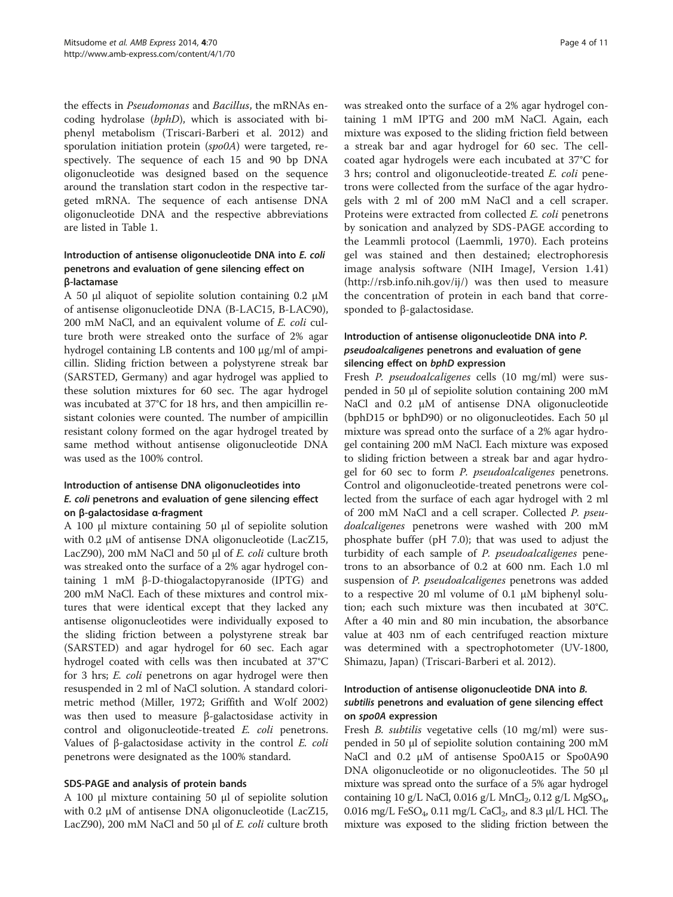the effects in *Pseudomonas* and *Bacillus*, the mRNAs encoding hydrolase (*bphD*), which is associated with biphenyl metabolism (Triscari-Barberi et al. 2012) and sporulation initiation protein (*spo0A*) were targeted, respectively. The sequence of each 15 and 90 bp DNA oligonucleotide was designed based on the sequence around the translation start codon in the respective targeted mRNA. The sequence of each antisense DNA oligonucleotide DNA and the respective abbreviations are listed in Table 1.

### Introduction of antisense oligonucleotide DNA into *E. coli* penetrons and evaluation of gene silencing effect on β-lactamase

A 50 μl aliquot of sepiolite solution containing 0.2 μM of antisense oligonucleotide DNA (B-LAC15, B-LAC90), 200 mM NaCl, and an equivalent volume of *E. coli* culture broth were streaked onto the surface of 2% agar hydrogel containing LB contents and 100 μg/ml of ampicillin. Sliding friction between a polystyrene streak bar (SARSTED, Germany) and agar hydrogel was applied to these solution mixtures for 60 sec. The agar hydrogel was incubated at 37°C for 18 hrs, and then ampicillin resistant colonies were counted. The number of ampicillin resistant colony formed on the agar hydrogel treated by same method without antisense oligonucleotide DNA was used as the 100% control.

### Introduction of antisense DNA oligonucleotides into *E. coli* penetrons and evaluation of gene silencing effect on β-galactosidase α-fragment

A 100 μl mixture containing 50 μl of sepiolite solution with 0.2 μM of antisense DNA oligonucleotide (LacZ15, LacZ90), 200 mM NaCl and 50 μl of *E. coli* culture broth was streaked onto the surface of a 2% agar hydrogel containing 1 mM β-D-thiogalactopyranoside (IPTG) and 200 mM NaCl. Each of these mixtures and control mixtures that were identical except that they lacked any antisense oligonucleotides were individually exposed to the sliding friction between a polystyrene streak bar (SARSTED) and agar hydrogel for 60 sec. Each agar hydrogel coated with cells was then incubated at 37°C for 3 hrs; *E. coli* penetrons on agar hydrogel were then resuspended in 2 ml of NaCl solution. A standard colorimetric method (Miller, 1972; Griffith and Wolf 2002) was then used to measure β-galactosidase activity in control and oligonucleotide-treated *E. coli* penetrons. Values of β-galactosidase activity in the control *E. coli* penetrons were designated as the 100% standard.

### SDS-PAGE and analysis of protein bands

A 100 μl mixture containing 50 μl of sepiolite solution with 0.2 μM of antisense DNA oligonucleotide (LacZ15, LacZ90), 200 mM NaCl and 50 μl of *E. coli* culture broth was streaked onto the surface of a 2% agar hydrogel containing 1 mM IPTG and 200 mM NaCl. Again, each mixture was exposed to the sliding friction field between a streak bar and agar hydrogel for 60 sec. The cell-coated agar hydrogels were each incubated at 37°C for 3 hrs; control and oligonucleotide-treated *E. coli* penetrons were collected from the surface of the agar hydrogels with 2 ml of 200 mM NaCl and a cell scraper. Proteins were extracted from collected *E. coli* penetrons by sonication and analyzed by SDS-PAGE according to the Leammli protocol (Laemmli, 1970). Each proteins gel was stained and then destained; electrophoresis image analysis software (NIH ImageJ, Version 1.41) (http://rsb.info.nih.gov/ij/) was then used to measure the concentration of protein in each band that corresponded to β-galactosidase.

### Introduction of antisense oligonucleotide DNA into *P. pseudoalcaligenes* penetrons and evaluation of gene silencing effect on *bphD* expression

Fresh *P. pseudoalcaligenes* cells (10 mg/ml) were suspended in 50 μl of sepiolite solution containing 200 mM NaCl and 0.2 μM of antisense DNA oligonucleotide (bphD15 or bphD90) or no oligonucleotides. Each 50 μl mixture was spread onto the surface of a 2% agar hydrogel containing 200 mM NaCl. Each mixture was exposed to sliding friction between a streak bar and agar hydrogel for 60 sec to form *P. pseudoalcaligenes* penetrons. Control and oligonucleotide-treated penetrons were collected from the surface of each agar hydrogel with 2 ml of 200 mM NaCl and a cell scraper. Collected *P. pseudoalcaligenes* penetrons were washed with 200 mM phosphate buffer (pH 7.0); that was used to adjust the turbidity of each sample of *P. pseudoalcaligenes* penetrons to an absorbance of 0.2 at 600 nm. Each 1.0 ml suspension of *P. pseudoalcaligenes* penetrons was added to a respective 20 ml volume of 0.1 μM biphenyl solution; each such mixture was then incubated at 30°C. After a 40 min and 80 min incubation, the absorbance value at 403 nm of each centrifuged reaction mixture was determined with a spectrophotometer (UV-1800, Shimazu, Japan) (Triscari-Barberi et al. 2012).

### Introduction of antisense oligonucleotide DNA into *B. subtilis* penetrons and evaluation of gene silencing effect on *spo0A* expression

Fresh *B. subtilis* vegetative cells (10 mg/ml) were suspended in 50 μl of sepiolite solution containing 200 mM NaCl and 0.2 μM of antisense Spo0A15 or Spo0A90 DNA oligonucleotide or no oligonucleotides. The 50 μl mixture was spread onto the surface of a 5% agar hydrogel containing 10 g/L NaCl, 0.016 g/L $MnCl_2$, 0.12 g/L $MgSO_4$, 0.016 mg/L $FeSO_4$, 0.11 mg/L $CaCl_2$, and 8.3 μl/L HCl. The mixture was exposed to the sliding friction between the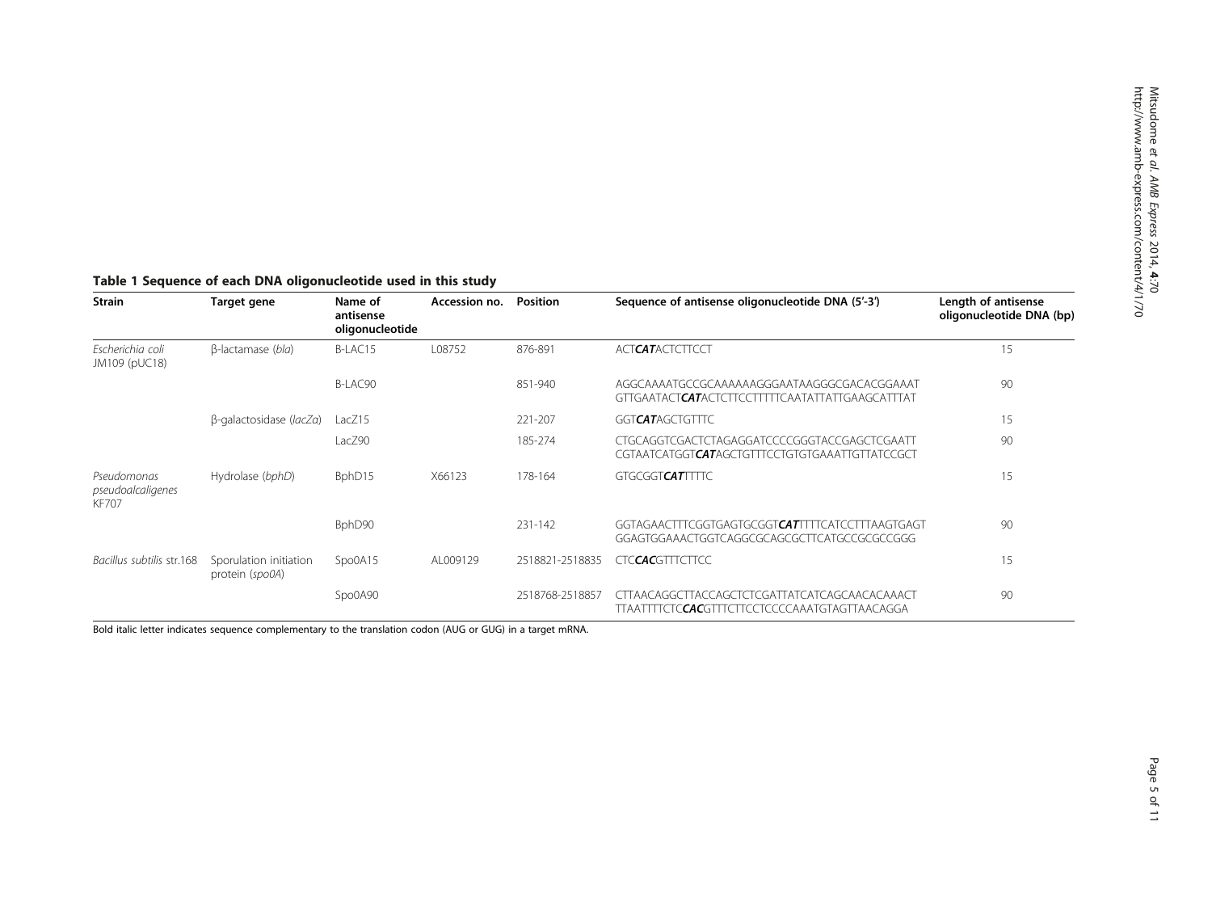**Table 1 Sequence of each DNA oligonucleotide used in this study**

| Strain | Target gene | Name of antisense oligonucleotide | Accession no. | Position | Sequence of antisense oligonucleotide DNA (5′-3′) | Length of antisense oligonucleotide DNA (bp) |
|---|---|---|---|---|---|---|
| *Escherichia coli* JM109 (pUC18) | β-lactamase (*bla*) | B-LAC15 | L08752 | 876-891 | ACT***CAT***ACTCTTCCT | 15 |
| | | B-LAC90 | | 851-940 | AGGCAAAATGCCGCAAAAAAGGGAATAAGGGCGACACGGAAAT GTTGAATACT***CAT***ACTCTTCCTTTTTCAATATTATTGAAGCATTTAT | 90 |
| | β-galactosidase (*lacZα*) | LacZ15 | | 221-207 | GGT***CAT***AGCTGTTTC | 15 |
| | | LacZ90 | | 185-274 | CTGCAGGTCGACTCTAGAGGATCCCCGGGTACCGAGCTCGAATT CGTAATCATGGT***CAT***AGCTGTTTCCTGTGTGAAATTGTTATCCGCT | 90 |
| *Pseudomonas pseudoalcaligenes* KF707 | Hydrolase (*bphD*) | BphD15 | X66123 | 178-164 | GTGCGGT***CAT***TTTC | 15 |
| | | BphD90 | | 231-142 | GGTAGAACTTTCGGTGAGTGCGGT***CAT***TTTCATCCTTTAAGTGAGT GGAGTGGAAACTGGTCAGGCGCAGCGCTTCATGCCGCGCCGGG | 90 |
| *Bacillus subtilis* str.168 | Sporulation initiation protein (*spo0A*) | Spo0A15 | AL009129 | 2518821-2518835 | CTC***CAC***GTTTCTTCC | 15 |
| | | Spo0A90 | | 2518768-2518857 | CTTAACAGGCTTACCAGCTCTCGATTATCATCAGCAACACAAACT TTAATTTTCTC***CAC***GTTTCTTCCTCCCCAAATGTAGTTAACAGGA | 90 |

Bold italic letter indicates sequence complementary to the translation codon (AUG or GUG) in a target mRNA.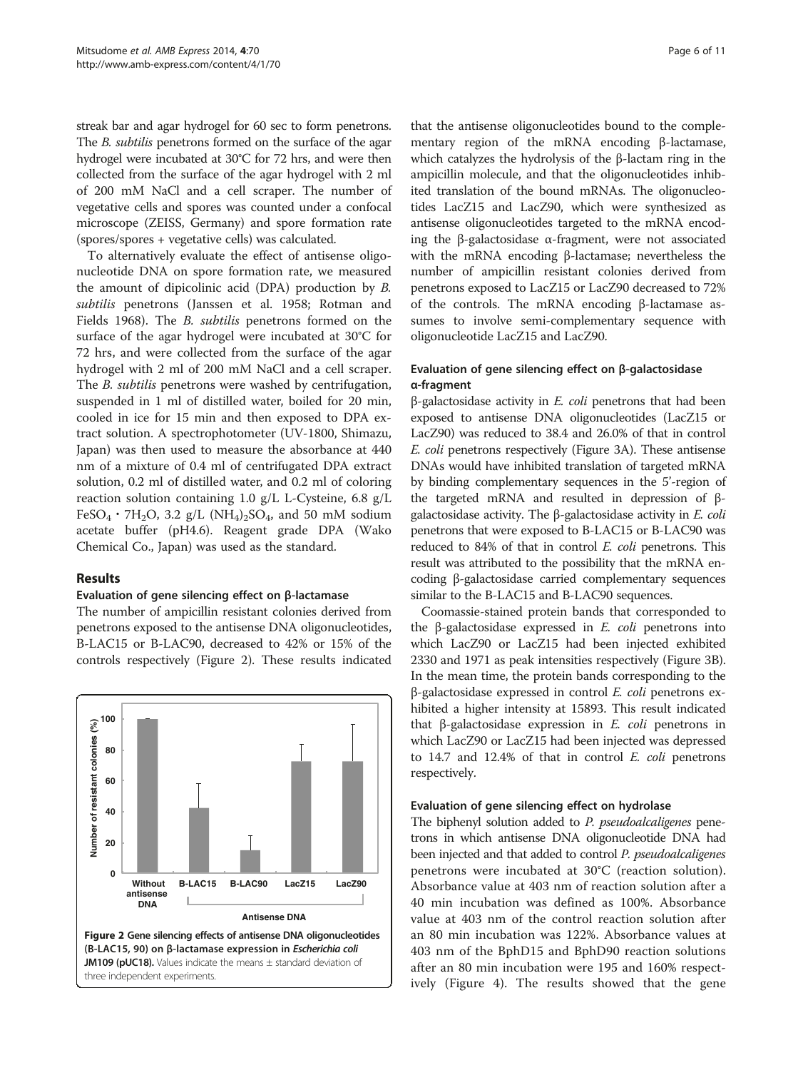streak bar and agar hydrogel for 60 sec to form penetrons. The *B. subtilis* penetrons formed on the surface of the agar hydrogel were incubated at 30°C for 72 hrs, and were then collected from the surface of the agar hydrogel with 2 ml of 200 mM NaCl and a cell scraper. The number of vegetative cells and spores was counted under a confocal microscope (ZEISS, Germany) and spore formation rate (spores/spores + vegetative cells) was calculated.

To alternatively evaluate the effect of antisense oligonucleotide DNA on spore formation rate, we measured the amount of dipicolinic acid (DPA) production by *B. subtilis* penetrons (Janssen et al. 1958; Rotman and Fields 1968). The *B. subtilis* penetrons formed on the surface of the agar hydrogel were incubated at 30°C for 72 hrs, and were collected from the surface of the agar hydrogel with 2 ml of 200 mM NaCl and a cell scraper. The *B. subtilis* penetrons were washed by centrifugation, suspended in 1 ml of distilled water, boiled for 20 min, cooled in ice for 15 min and then exposed to DPA extract solution. A spectrophotometer (UV-1800, Shimazu, Japan) was then used to measure the absorbance at 440 nm of a mixture of 0.4 ml of centrifugated DPA extract solution, 0.2 ml of distilled water, and 0.2 ml of coloring reaction solution containing 1.0 g/L L-Cysteine, 6.8 g/L $FeSO_4 \cdot 7H_2O$, 3.2 g/L $(NH_4)_2SO_4$, and 50 mM sodium acetate buffer (pH4.6). Reagent grade DPA (Wako Chemical Co., Japan) was used as the standard.

## Results

### Evaluation of gene silencing effect on β-lactamase

The number of ampicillin resistant colonies derived from penetrons exposed to the antisense DNA oligonucleotides, B-LAC15 or B-LAC90, decreased to 42% or 15% of the controls respectively (Figure 2). These results indicated that the antisense oligonucleotides bound to the complementary region of the mRNA encoding β-lactamase, which catalyzes the hydrolysis of the β-lactam ring in the ampicillin molecule, and that the oligonucleotides inhibited translation of the bound mRNAs. The oligonucleotides LacZ15 and LacZ90, which were synthesized as antisense oligonucleotides targeted to the mRNA encoding the β-galactosidase α-fragment, were not associated with the mRNA encoding β-lactamase; nevertheless the number of ampicillin resistant colonies derived from penetrons exposed to LacZ15 or LacZ90 decreased to 72% of the controls. The mRNA encoding β-lactamase assumes to involve semi-complementary sequence with oligonucleotide LacZ15 and LacZ90.

**Figure 2 Gene silencing effects of antisense DNA oligonucleotides (B-LAC15, 90) on β-lactamase expression in *Escherichia coli* JM109 (pUC18).** Values indicate the means ± standard deviation of three independent experiments.

### Evaluation of gene silencing effect on β-galactosidase α-fragment

β-galactosidase activity in *E. coli* penetrons that had been exposed to antisense DNA oligonucleotides (LacZ15 or LacZ90) was reduced to 38.4 and 26.0% of that in control *E. coli* penetrons respectively (Figure 3A). These antisense DNAs would have inhibited translation of targeted mRNA by binding complementary sequences in the 5'-region of the targeted mRNA and resulted in depression of β-galactosidase activity. The β-galactosidase activity in *E. coli* penetrons that were exposed to B-LAC15 or B-LAC90 was reduced to 84% of that in control *E. coli* penetrons. This result was attributed to the possibility that the mRNA encoding β-galactosidase carried complementary sequences similar to the B-LAC15 and B-LAC90 sequences.

Coomassie-stained protein bands that corresponded to the β-galactosidase expressed in *E. coli* penetrons into which LacZ90 or LacZ15 had been injected exhibited 2330 and 1971 as peak intensities respectively (Figure 3B). In the mean time, the protein bands corresponding to the β-galactosidase expressed in control *E. coli* penetrons exhibited a higher intensity at 15893. This result indicated that β-galactosidase expression in *E. coli* penetrons in which LacZ90 or LacZ15 had been injected was depressed to 14.7 and 12.4% of that in control *E. coli* penetrons respectively.

### Evaluation of gene silencing effect on hydrolase

The biphenyl solution added to *P. pseudoalcaligenes* penetrons in which antisense DNA oligonucleotide DNA had been injected and that added to control *P. pseudoalcaligenes* penetrons were incubated at 30°C (reaction solution). Absorbance value at 403 nm of reaction solution after a 40 min incubation was defined as 100%. Absorbance value at 403 nm of the control reaction solution after an 80 min incubation was 122%. Absorbance values at 403 nm of the BphD15 and BphD90 reaction solutions after an 80 min incubation were 195 and 160% respectively (Figure 4). The results showed that the gene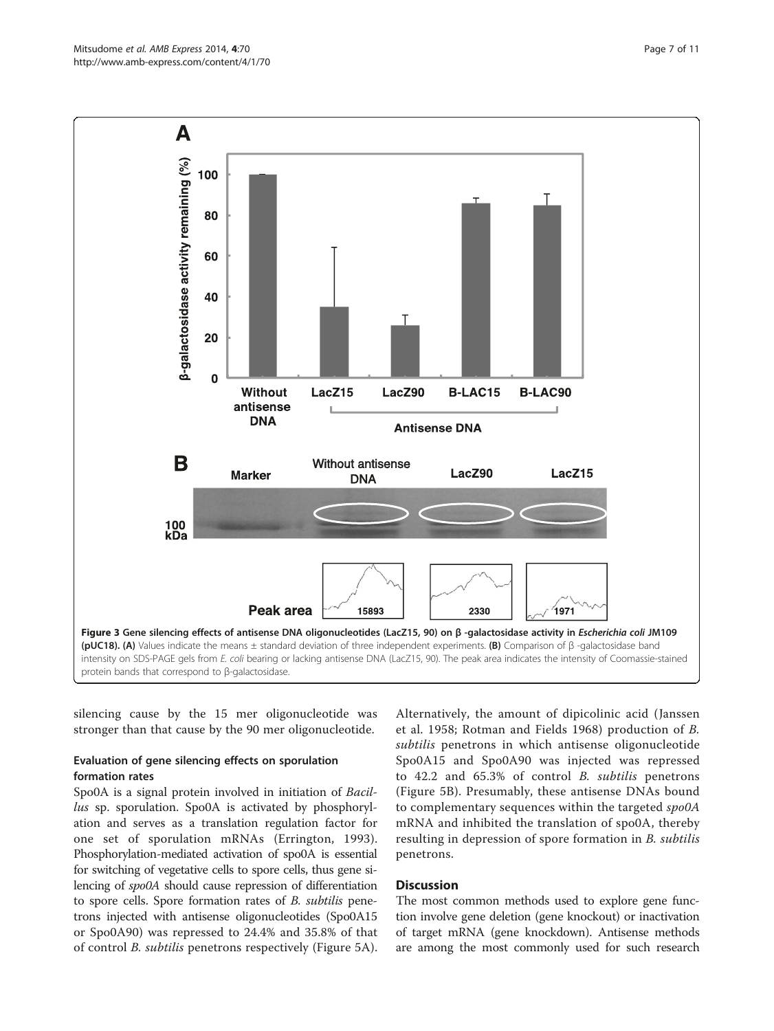**Figure 3 Gene silencing effects of antisense DNA oligonucleotides (LacZ15, 90) on β -galactosidase activity in *Escherichia coli* JM109 (pUC18). (A)** Values indicate the means ± standard deviation of three independent experiments. **(B)** Comparison of β -galactosidase band intensity on SDS-PAGE gels from *E. coli* bearing or lacking antisense DNA (LacZ15, 90). The peak area indicates the intensity of Coomassie-stained protein bands that correspond to β-galactosidase.

silencing cause by the 15 mer oligonucleotide was stronger than that cause by the 90 mer oligonucleotide.

### Evaluation of gene silencing effects on sporulation formation rates

Spo0A is a signal protein involved in initiation of *Bacillus* sp. sporulation. Spo0A is activated by phosphorylation and serves as a translation regulation factor for one set of sporulation mRNAs (Errington, 1993). Phosphorylation-mediated activation of spo0A is essential for switching of vegetative cells to spore cells, thus gene silencing of *spo0A* should cause repression of differentiation to spore cells. Spore formation rates of *B. subtilis* penetrons injected with antisense oligonucleotides (Spo0A15 or Spo0A90) was repressed to 24.4% and 35.8% of that of control *B. subtilis* penetrons respectively (Figure 5A). Alternatively, the amount of dipicolinic acid (Janssen et al. 1958; Rotman and Fields 1968) production of *B. subtilis* penetrons in which antisense oligonucleotide Spo0A15 and Spo0A90 was injected was repressed to 42.2 and 65.3% of control *B. subtilis* penetrons (Figure 5B). Presumably, these antisense DNAs bound to complementary sequences within the targeted *spo0A* mRNA and inhibited the translation of spo0A, thereby resulting in depression of spore formation in *B. subtilis* penetrons.

## Discussion

The most common methods used to explore gene function involve gene deletion (gene knockout) or inactivation of target mRNA (gene knockdown). Antisense methods are among the most commonly used for such research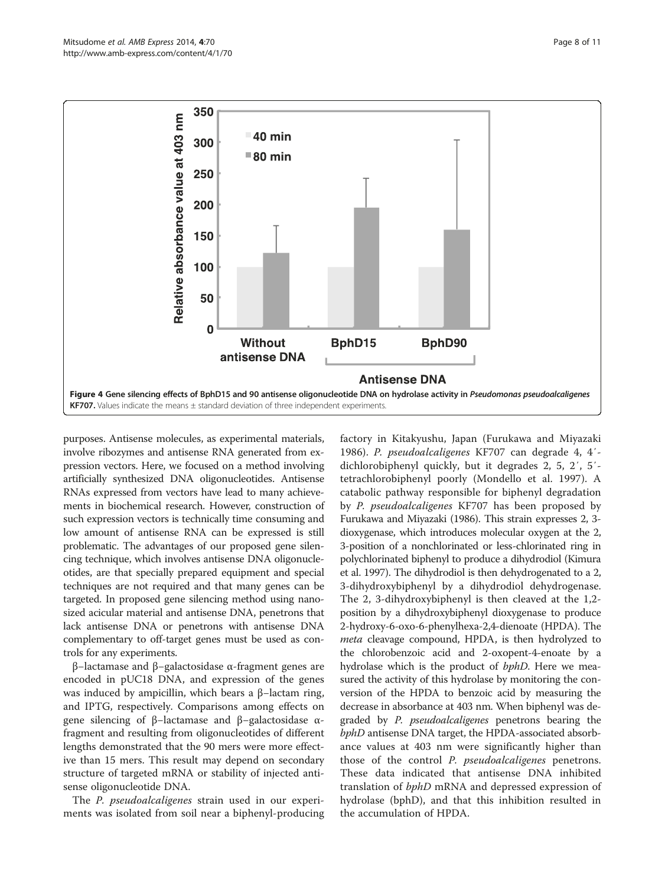Figure 4 Gene silencing effects of BphD15 and 90 antisense oligonucleotide DNA on hydrolase activity in *Pseudomonas pseudoalcaligenes* KF707. Values indicate the means ± standard deviation of three independent experiments.

purposes. Antisense molecules, as experimental materials, involve ribozymes and antisense RNA generated from expression vectors. Here, we focused on a method involving artificially synthesized DNA oligonucleotides. Antisense RNAs expressed from vectors have lead to many achievements in biochemical research. However, construction of such expression vectors is technically time consuming and low amount of antisense RNA can be expressed is still problematic. The advantages of our proposed gene silencing technique, which involves antisense DNA oligonucleotides, are that specially prepared equipment and special techniques are not required and that many genes can be targeted. In proposed gene silencing method using nanosized acicular material and antisense DNA, penetrons that lack antisense DNA or penetrons with antisense DNA complementary to off-target genes must be used as controls for any experiments.

β–lactamase and β–galactosidase α-fragment genes are encoded in pUC18 DNA, and expression of the genes was induced by ampicillin, which bears a β–lactam ring, and IPTG, respectively. Comparisons among effects on gene silencing of β–lactamase and β–galactosidase α-fragment and resulting from oligonucleotides of different lengths demonstrated that the 90 mers were more effective than 15 mers. This result may depend on secondary structure of targeted mRNA or stability of injected antisense oligonucleotide DNA.

The *P. pseudoalcaligenes* strain used in our experiments was isolated from soil near a biphenyl-producing factory in Kitakyushu, Japan (Furukawa and Miyazaki 1986). *P. pseudoalcaligenes* KF707 can degrade 4, 4′-dichlorobiphenyl quickly, but it degrades 2, 5, 2′, 5′-tetrachlorobiphenyl poorly (Mondello et al. 1997). A catabolic pathway responsible for biphenyl degradation by *P. pseudoalcaligenes* KF707 has been proposed by Furukawa and Miyazaki (1986). This strain expresses 2, 3-dioxygenase, which introduces molecular oxygen at the 2, 3-position of a nonchlorinated or less-chlorinated ring in polychlorinated biphenyl to produce a dihydrodiol (Kimura et al. 1997). The dihydrodiol is then dehydrogenated to a 2, 3-dihydroxybiphenyl by a dihydrodiol dehydrogenase. The 2, 3-dihydroxybiphenyl is then cleaved at the 1,2-position by a dihydroxybiphenyl dioxygenase to produce 2-hydroxy-6-oxo-6-phenylhexa-2,4-dienoate (HPDA). The *meta* cleavage compound, HPDA, is then hydrolyzed to the chlorobenzoic acid and 2-oxopent-4-enoate by a hydrolase which is the product of *bphD*. Here we measured the activity of this hydrolase by monitoring the conversion of the HPDA to benzoic acid by measuring the decrease in absorbance at 403 nm. When biphenyl was degraded by *P. pseudoalcaligenes* penetrons bearing the *bphD* antisense DNA target, the HPDA-associated absorbance values at 403 nm were significantly higher than those of the control *P. pseudoalcaligenes* penetrons. These data indicated that antisense DNA inhibited translation of *bphD* mRNA and depressed expression of hydrolase (bphD), and that this inhibition resulted in the accumulation of HPDA.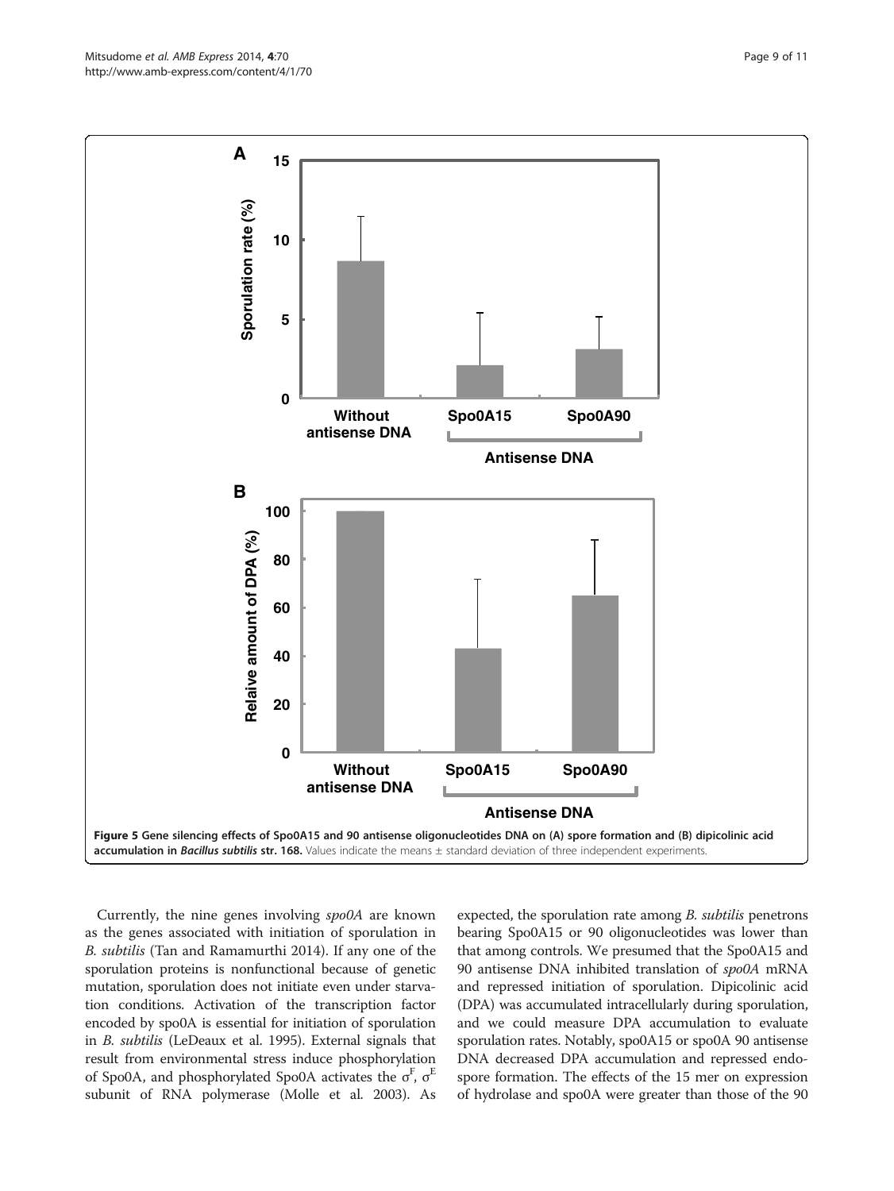**Figure 5 Gene silencing effects of Spo0A15 and 90 antisense oligonucleotides DNA on (A) spore formation and (B) dipicolinic acid accumulation in *Bacillus subtilis* str. 168.** Values indicate the means ± standard deviation of three independent experiments.

Currently, the nine genes involving *spo0A* are known as the genes associated with initiation of sporulation in *B. subtilis* (Tan and Ramamurthi 2014). If any one of the sporulation proteins is nonfunctional because of genetic mutation, sporulation does not initiate even under starvation conditions. Activation of the transcription factor encoded by spo0A is essential for initiation of sporulation in *B. subtilis* (LeDeaux et al. 1995). External signals that result from environmental stress induce phosphorylation of Spo0A, and phosphorylated Spo0A activates the $\sigma^F$, $\sigma^E$ subunit of RNA polymerase (Molle et al. 2003). As expected, the sporulation rate among *B. subtilis* penetrons bearing Spo0A15 or 90 oligonucleotides was lower than that among controls. We presumed that the Spo0A15 and 90 antisense DNA inhibited translation of *spo0A* mRNA and repressed initiation of sporulation. Dipicolinic acid (DPA) was accumulated intracellularly during sporulation, and we could measure DPA accumulation to evaluate sporulation rates. Notably, spo0A15 or spo0A 90 antisense DNA decreased DPA accumulation and repressed endospore formation. The effects of the 15 mer on expression of hydrolase and spo0A were greater than those of the 90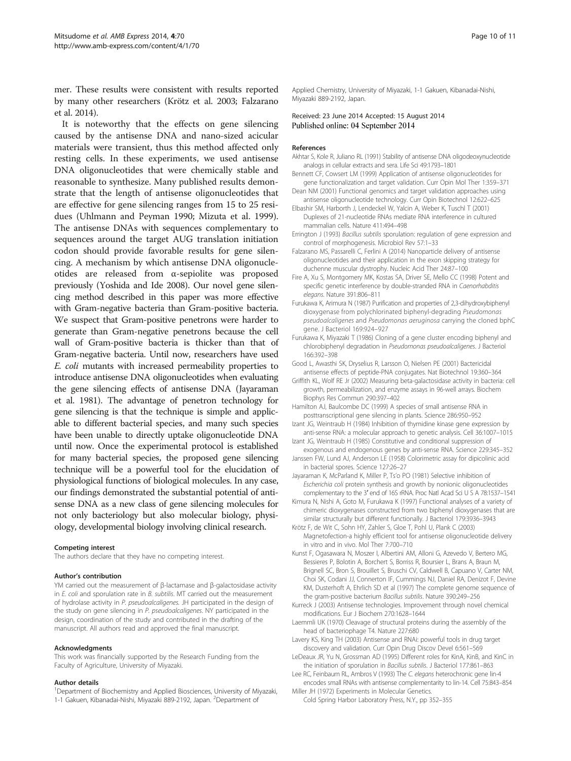mer. These results were consistent with results reported by many other researchers (Krötz et al. 2003; Falzarano et al. 2014).

It is noteworthy that the effects on gene silencing caused by the antisense DNA and nano-sized acicular materials were transient, thus this method affected only resting cells. In these experiments, we used antisense DNA oligonucleotides that were chemically stable and reasonable to synthesize. Many published results demonstrate that the length of antisense oligonucleotides that are effective for gene silencing ranges from 15 to 25 residues (Uhlmann and Peyman 1990; Mizuta et al. 1999). The antisense DNAs with sequences complementary to sequences around the target AUG translation initiation codon should provide favorable results for gene silencing. A mechanism by which antisense DNA oligonucleotides are released from α-sepiolite was proposed previously (Yoshida and Ide 2008). Our novel gene silencing method described in this paper was more effective with Gram-negative bacteria than Gram-positive bacteria. We suspect that Gram-positive penetrons were harder to generate than Gram-negative penetrons because the cell wall of Gram-positive bacteria is thicker than that of Gram-negative bacteria. Until now, researchers have used *E. coli* mutants with increased permeability properties to introduce antisense DNA oligonucleotides when evaluating the gene silencing effects of antisense DNA (Jayaraman et al. 1981). The advantage of penetron technology for gene silencing is that the technique is simple and applicable to different bacterial species, and many such species have been unable to directly uptake oligonucleotide DNA until now. Once the experimental protocol is established for many bacterial species, the proposed gene silencing technique will be a powerful tool for the elucidation of physiological functions of biological molecules. In any case, our findings demonstrated the substantial potential of antisense DNA as a new class of gene silencing molecules for not only bacteriology but also molecular biology, physiology, developmental biology involving clinical research.

#### Competing interest
The authors declare that they have no competing interest.

#### Author's contribution
YM carried out the measurement of β-lactamase and β-galactosidase activity in *E. coli* and sporulation rate in *B. subtilis*. MT carried out the measurement of hydrolase activity in *P. pseudoalcaligenes*. JH participated in the design of the study on gene silencing in *P. pseudoalcaligenes*. NY participated in the design, coordination of the study and contributed in the drafting of the manuscript. All authors read and approved the final manuscript.

#### Acknowledgments
This work was financially supported by the Research Funding from the Faculty of Agriculture, University of Miyazaki.

#### Author details
[1]Department of Biochemistry and Applied Biosciences, University of Miyazaki, 1-1 Gakuen, Kibanadai-Nishi, Miyazaki 889-2192, Japan. [2]Department of Applied Chemistry, University of Miyazaki, 1-1 Gakuen, Kibanadai-Nishi, Miyazaki 889-2192, Japan.

Received: 23 June 2014 Accepted: 15 August 2014
Published online: 04 September 2014

#### References
Akhtar S, Kole R, Juliano RL (1991) Stability of antisense DNA oligodeoxynucleotide analogs in cellular extracts and sera. Life Sci 49:1793–1801

Bennett CF, Cowsert LM (1999) Application of antisense oligonucleotides for gene functionalization and target validation. Curr Opin Mol Ther 1:359–371

Dean NM (2001) Functional genomics and target validation approaches using antisense oligonucleotide technology. Curr Opin Biotechnol 12:622–625

Elbashir SM, Harborth J, Lendeckel W, Yalcin A, Weber K, Tuschl T (2001) Duplexes of 21-nucleotide RNAs mediate RNA interference in cultured mammalian cells. Nature 411:494–498

Errington J (1993) *Bacillus subtilis* sporulation: regulation of gene expression and control of morphogenesis. Microbiol Rev 57:1–33

Falzarano MS, Passarelli C, Ferlini A (2014) Nanoparticle delivery of antisense oligonucleotides and their application in the exon skipping strategy for duchenne muscular dystrophy. Nucleic Acid Ther 24:87–100

Fire A, Xu S, Montgomery MK, Kostas SA, Driver SE, Mello CC (1998) Potent and specific genetic interference by double-stranded RNA in *Caenorhabditis elegans*. Nature 391:806–811

Furukawa K, Arimura N (1987) Purification and properties of 2,3-dihydroxybiphenyl dioxygenase from polychlorinated biphenyl-degrading *Pseudomonas pseudoalcaligenes* and *Pseudomonas aeruginosa* carrying the cloned bphC gene. J Bacteriol 169:924–927

Furukawa K, Miyazaki T (1986) Cloning of a gene cluster encoding biphenyl and chlorobiphenyl degradation in *Pseudomonas pseudoalcaligenes*. J Bacteriol 166:392–398

Good L, Awasthi SK, Dryselius R, Larsson O, Nielsen PE (2001) Bactericidal antisense effects of peptide-PNA conjugates. Nat Biotechnol 19:360–364

Griffith KL, Wolf RE Jr (2002) Measuring beta-galactosidase activity in bacteria: cell growth, permeabilization, and enzyme assays in 96-well arrays. Biochem Biophys Res Commun 290:397–402

Hamilton AJ, Baulcombe DC (1999) A species of small antisense RNA in posttranscriptional gene silencing in plants. Science 286:950–952

Izant JG, Weintraub H (1984) Inhibition of thymidine kinase gene expression by anti-sense RNA: a molecular approach to genetic analysis. Cell 36:1007–1015

Izant JG, Weintraub H (1985) Constitutive and conditional suppression of exogenous and endogenous genes by anti-sense RNA. Science 229:345–352

Janssen FW, Lund AJ, Anderson LE (1958) Colorimetric assay for dipicolinic acid in bacterial spores. Science 127:26–27

Jayaraman K, McParland K, Miller P, Ts'o PO (1981) Selective inhibition of *Escherichia coli* protein synthesis and growth by nonionic oligonucleotides complementary to the 3′ end of 16S rRNA. Proc Natl Acad Sci U S A 78:1537–1541

Kimura N, Nishi A, Goto M, Furukawa K (1997) Functional analyses of a variety of chimeric dioxygenases constructed from two biphenyl dioxygenases that are similar structurally but different functionally. J Bacteriol 179:3936–3943

Krötz F, de Wit C, Sohn HY, Zahler S, Gloe T, Pohl U, Plank C (2003) Magnetofection-a highly efficient tool for antisense oligonucleotide delivery in vitro and in vivo. Mol Ther 7:700–710

Kunst F, Ogasawara N, Moszer I, Albertini AM, Alloni G, Azevedo V, Bertero MG, Bessieres P, Bolotin A, Borchert S, Borriss R, Boursier L, Brans A, Braun M, Brignell SC, Bron S, Brouillet S, Bruschi CV, Caldwell B, Capuano V, Carter NM, Choi SK, Codani JJ, Connerton IF, Cummings NJ, Daniel RA, Denizot F, Devine KM, Dusterhoft A, Ehrlich SD et al (1997) The complete genome sequence of the gram-positive bacterium *Bacillus subtilis*. Nature 390:249–256

Kurreck J (2003) Antisense technologies. Improvement through novel chemical modifications. Eur J Biochem 270:1628–1644

Laemmli UK (1970) Cleavage of structural proteins during the assembly of the head of bacteriophage T4. Nature 227:680

Lavery KS, King TH (2003) Antisense and RNAi: powerful tools in drug target discovery and validation. Curr Opin Drug Discov Devel 6:561–569

LeDeaux JR, Yu N, Grossman AD (1995) Different roles for KinA, KinB, and KinC in the initiation of sporulation in *Bacillus subtilis*. J Bacteriol 177:861–863

Lee RC, Feinbaum RL, Ambros V (1993) The *C. elegans* heterochronic gene lin-4 encodes small RNAs with antisense complementarity to lin-14. Cell 75:843–854

Miller JH (1972) Experiments in Molecular Genetics. Cold Spring Harbor Laboratory Press, N.Y., pp 352–355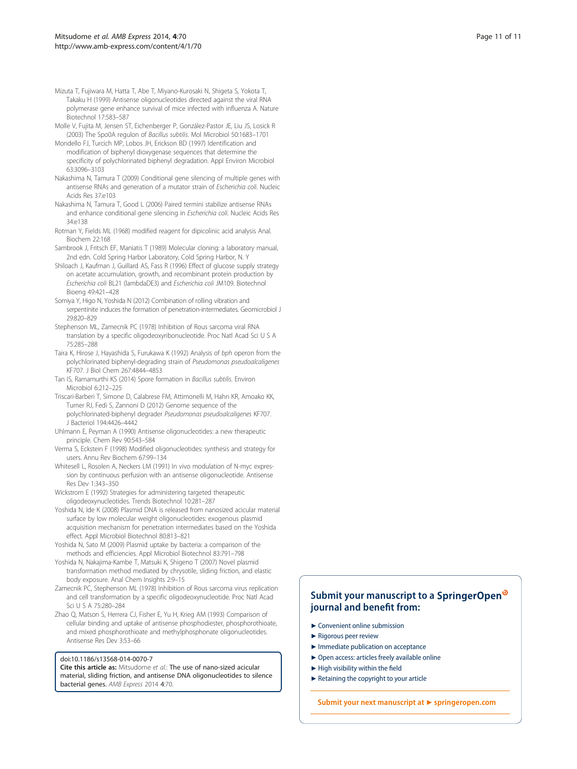Mizuta T, Fujiwara M, Hatta T, Abe T, Miyano-Kurosaki N, Shigeta S, Yokota T, Takaku H (1999) Antisense oligonucleotides directed against the viral RNA polymerase gene enhance survival of mice infected with influenza A. Nature Biotechnol 17:583–587

Molle V, Fujita M, Jensen ST, Eichenberger P, González-Pastor JE, Liu JS, Losick R (2003) The Spo0A regulon of *Bacillus subtilis*. Mol Microbiol 50:1683–1701

Mondello FJ, Turcich MP, Lobos JH, Erickson BD (1997) Identification and modification of biphenyl dioxygenase sequences that determine the specificity of polychlorinated biphenyl degradation. Appl Environ Microbiol 63:3096–3103

Nakashima N, Tamura T (2009) Conditional gene silencing of multiple genes with antisense RNAs and generation of a mutator strain of *Escherichia coli*. Nucleic Acids Res 37:e103

Nakashima N, Tamura T, Good L (2006) Paired termini stabilize antisense RNAs and enhance conditional gene silencing in *Escherichia coli*. Nucleic Acids Res 34:e138

Rotman Y, Fields ML (1968) modified reagent for dipicolinic acid analysis Anal. Biochem 22:168

Sambrook J, Fritsch EF, Maniatis T (1989) Molecular cloning: a laboratory manual, 2nd edn. Cold Spring Harbor Laboratory, Cold Spring Harbor, N. Y

Shiloach J, Kaufman J, Guillard AS, Fass R (1996) Effect of glucose supply strategy on acetate accumulation, growth, and recombinant protein production by *Escherichia coli* BL21 (lambdaDE3) and *Escherichia coli* JM109. Biotechnol Bioeng 49:421–428

Somiya Y, Higo N, Yoshida N (2012) Combination of rolling vibration and serpentinite induces the formation of penetration-intermediates. Geomicrobiol J 29:820–829

Stephenson ML, Zamecnik PC (1978) Inhibition of Rous sarcoma viral RNA translation by a specific oligodeoxyribonucleotide. Proc Natl Acad Sci U S A 75:285–288

Taira K, Hirose J, Hayashida S, Furukawa K (1992) Analysis of *bph* operon from the polychlorinated biphenyl-degrading strain of *Pseudomonas pseudoalcaligenes* KF707. J Biol Chem 267:4844–4853

Tan IS, Ramamurthi KS (2014) Spore formation in *Bacillus subtilis*. Environ Microbiol 6:212–225

Triscari-Barberi T, Simone D, Calabrese FM, Attimonelli M, Hahn KR, Amoako KK, Turner RJ, Fedi S, Zannoni D (2012) Genome sequence of the polychlorinated-biphenyl degrader *Pseudomonas pseudoalcaligenes* KF707. J Bacteriol 194:4426–4442

Uhlmann E, Peyman A (1990) Antisense oligonucleotides: a new therapeutic principle. Chem Rev 90:543–584

Verma S, Eckstein F (1998) Modified oligonucleotides: synthesis and strategy for users. Annu Rev Biochem 67:99–134

Whitesell L, Rosolen A, Neckers LM (1991) In vivo modulation of N-myc expression by continuous perfusion with an antisense oligonucleotide. Antisense Res Dev 1:343–350

Wickstrom E (1992) Strategies for administering targeted therapeutic oligodeoxynucleotides. Trends Biotechnol 10:281–287

Yoshida N, Ide K (2008) Plasmid DNA is released from nanosized acicular material surface by low molecular weight oligonucleotides: exogenous plasmid acquisition mechanism for penetration intermediates based on the Yoshida effect. Appl Microbiol Biotechnol 80:813–821

Yoshida N, Sato M (2009) Plasmid uptake by bacteria: a comparison of the methods and efficiencies. Appl Microbiol Biotechnol 83:791–798

Yoshida N, Nakajima-Kambe T, Matsuki K, Shigeno T (2007) Novel plasmid transformation method mediated by chrysotile, sliding friction, and elastic body exposure. Anal Chem Insights 2:9–15

Zamecnik PC, Stephenson ML (1978) Inhibition of Rous sarcoma virus replication and cell transformation by a specific oligodeoxynucleotide. Proc Natl Acad Sci U S A 75:280–284

Zhao Q, Matson S, Herrera CJ, Fisher E, Yu H, Krieg AM (1993) Comparison of cellular binding and uptake of antisense phosphodiester, phosphorothioate, and mixed phosphorothioate and methylphosphonate oligonucleotides. Antisense Res Dev 3:53–66

doi:10.1186/s13568-014-0070-7

**Cite this article as:** Mitsudome *et al.*: The use of nano-sized acicular material, sliding friction, and antisense DNA oligonucleotides to silence bacterial genes. *AMB Express* 2014 **4**:70.

**Submit your manuscript to a SpringerOpen journal and benefit from:**

- ► Convenient online submission
- ► Rigorous peer review
- ► Immediate publication on acceptance
- ► Open access: articles freely available online
- ► High visibility within the field
- ► Retaining the copyright to your article

**Submit your next manuscript at ► springeropen.com**